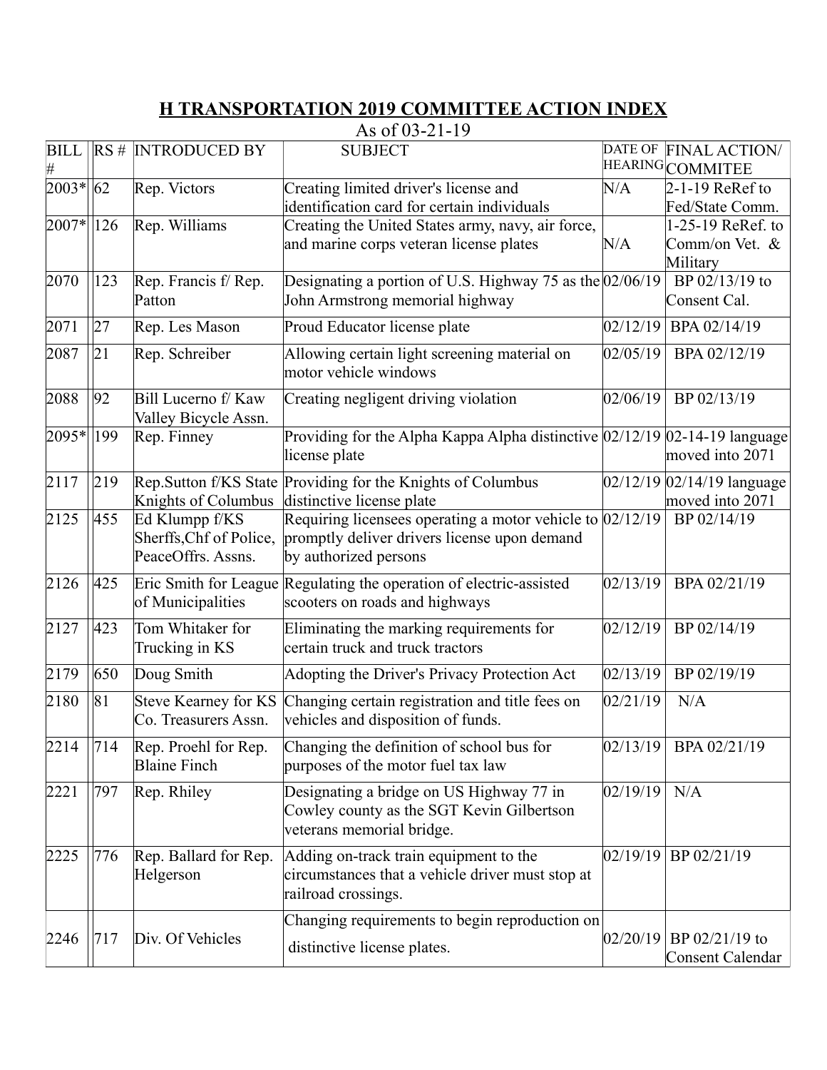# H TRANSPORTATION 2019 COMMITTEE ACTION INDEX

As of 03-21-19

| BILL # | RS # | INTRODUCED BY | SUBJECT | DATE OF HEARING | FINAL ACTION/ COMMITEE |
|---|---|---|---|---|---|
| 2003* | 62 | Rep. Victors | Creating limited driver's license and identification card for certain individuals | N/A | 2-1-19 ReRef to Fed/State Comm. |
| 2007* | 126 | Rep. Williams | Creating the United States army, navy, air force, and marine corps veteran license plates | N/A | 1-25-19 ReRef. to Comm/on Vet. & Military |
| 2070 | 123 | Rep. Francis f/ Rep. Patton | Designating a portion of U.S. Highway 75 as the John Armstrong memorial highway | 02/06/19 | BP 02/13/19 to Consent Cal. |
| 2071 | 27 | Rep. Les Mason | Proud Educator license plate | 02/12/19 | BPA 02/14/19 |
| 2087 | 21 | Rep. Schreiber | Allowing certain light screening material on motor vehicle windows | 02/05/19 | BPA 02/12/19 |
| 2088 | 92 | Bill Lucerno f/ Kaw Valley Bicycle Assn. | Creating negligent driving violation | 02/06/19 | BP 02/13/19 |
| 2095* | 199 | Rep. Finney | Providing for the Alpha Kappa Alpha distinctive license plate | 02/12/19 | 02-14-19 language moved into 2071 |
| 2117 | 219 | Rep.Sutton f/KS State Knights of Columbus | Providing for the Knights of Columbus distinctive license plate | 02/12/19 | 02/14/19 language moved into 2071 |
| 2125 | 455 | Ed Klumpp f/KS Sherffs,Chf of Police, PeaceOffrs. Assns. | Requiring licensees operating a motor vehicle to promptly deliver drivers license upon demand by authorized persons | 02/12/19 | BP 02/14/19 |
| 2126 | 425 | Eric Smith for League of Municipalities | Regulating the operation of electric-assisted scooters on roads and highways | 02/13/19 | BPA 02/21/19 |
| 2127 | 423 | Tom Whitaker for Trucking in KS | Eliminating the marking requirements for certain truck and truck tractors | 02/12/19 | BP 02/14/19 |
| 2179 | 650 | Doug Smith | Adopting the Driver's Privacy Protection Act | 02/13/19 | BP 02/19/19 |
| 2180 | 81 | Steve Kearney for KS Co. Treasurers Assn. | Changing certain registration and title fees on vehicles and disposition of funds. | 02/21/19 | N/A |
| 2214 | 714 | Rep. Proehl for Rep. Blaine Finch | Changing the definition of school bus for purposes of the motor fuel tax law | 02/13/19 | BPA 02/21/19 |
| 2221 | 797 | Rep. Rhiley | Designating a bridge on US Highway 77 in Cowley county as the SGT Kevin Gilbertson veterans memorial bridge. | 02/19/19 | N/A |
| 2225 | 776 | Rep. Ballard for Rep. Helgerson | Adding on-track train equipment to the circumstances that a vehicle driver must stop at railroad crossings. | 02/19/19 | BP 02/21/19 |
| 2246 | 717 | Div. Of Vehicles | Changing requirements to begin reproduction on distinctive license plates. | 02/20/19 | BP 02/21/19 to Consent Calendar |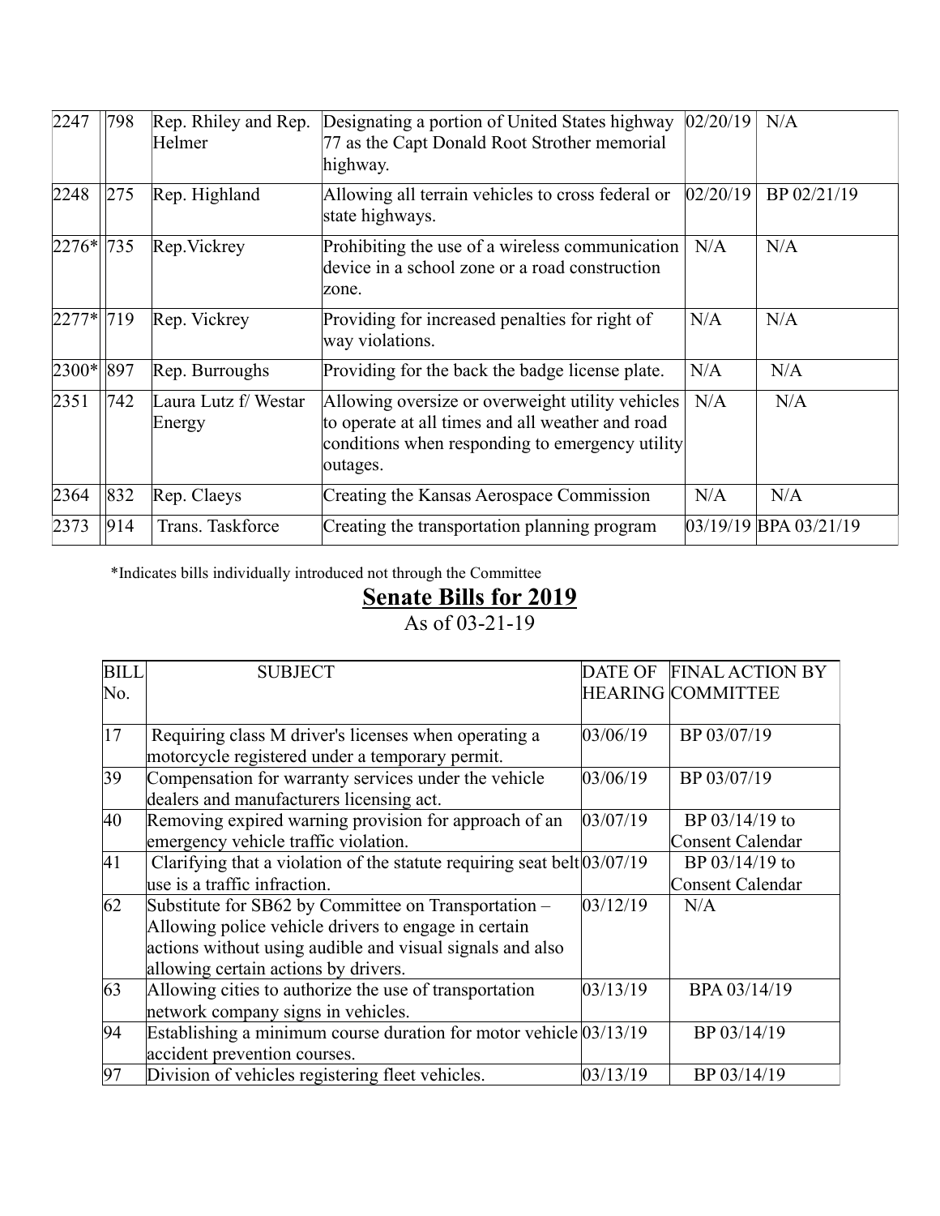| | | | | | |
|---|---|---|---|---|---|
| 2247 | 798 | Rep. Rhiley and Rep. Helmer | Designating a portion of United States highway 77 as the Capt Donald Root Strother memorial highway. | 02/20/19 | N/A |
| 2248 | 275 | Rep. Highland | Allowing all terrain vehicles to cross federal or state highways. | 02/20/19 | BP 02/21/19 |
| 2276* | 735 | Rep.Vickrey | Prohibiting the use of a wireless communication device in a school zone or a road construction zone. | N/A | N/A |
| 2277* | 719 | Rep. Vickrey | Providing for increased penalties for right of way violations. | N/A | N/A |
| 2300* | 897 | Rep. Burroughs | Providing for the back the badge license plate. | N/A | N/A |
| 2351 | 742 | Laura Lutz f/ Westar Energy | Allowing oversize or overweight utility vehicles to operate at all times and all weather and road conditions when responding to emergency utility outages. | N/A | N/A |
| 2364 | 832 | Rep. Claeys | Creating the Kansas Aerospace Commission | N/A | N/A |
| 2373 | 914 | Trans. Taskforce | Creating the transportation planning program | 03/19/19 | BPA 03/21/19 |

*Indicates bills individually introduced not through the Committee

# **Senate Bills for 2019**

As of 03-21-19

| BILL No. | SUBJECT | DATE OF HEARING | FINAL ACTION BY COMMITTEE |
|---|---|---|---|
| 17 | Requiring class M driver's licenses when operating a motorcycle registered under a temporary permit. | 03/06/19 | BP 03/07/19 |
| 39 | Compensation for warranty services under the vehicle dealers and manufacturers licensing act. | 03/06/19 | BP 03/07/19 |
| 40 | Removing expired warning provision for approach of an emergency vehicle traffic violation. | 03/07/19 | BP 03/14/19 to Consent Calendar |
| 41 | Clarifying that a violation of the statute requiring seat belt use is a traffic infraction. | 03/07/19 | BP 03/14/19 to Consent Calendar |
| 62 | Substitute for SB62 by Committee on Transportation – Allowing police vehicle drivers to engage in certain actions without using audible and visual signals and also allowing certain actions by drivers. | 03/12/19 | N/A |
| 63 | Allowing cities to authorize the use of transportation network company signs in vehicles. | 03/13/19 | BPA 03/14/19 |
| 94 | Establishing a minimum course duration for motor vehicle accident prevention courses. | 03/13/19 | BP 03/14/19 |
| 97 | Division of vehicles registering fleet vehicles. | 03/13/19 | BP 03/14/19 |